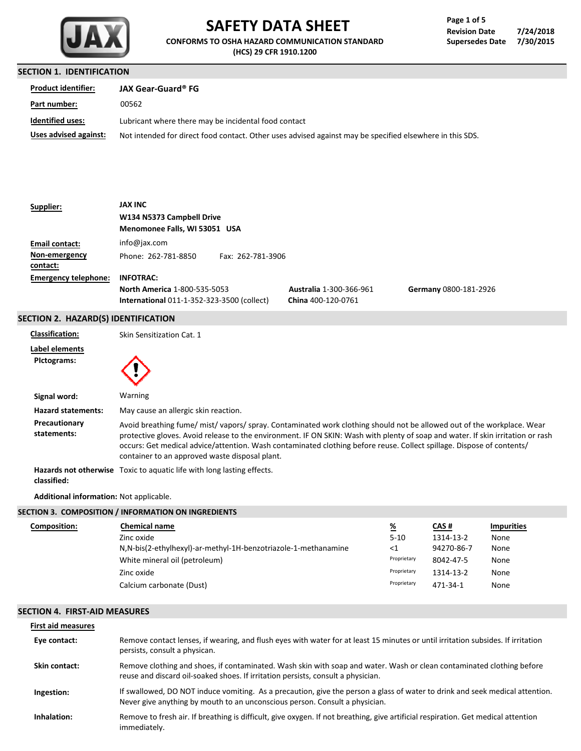# SAFETY DATA SHEET

**CONFORMS TO OSHA HAZARD COMMUNICATION STANDARD (HCS) 29 CFR 1910.1200**

**Revision Date** 7/24/2018
**Supersedes Date** 7/30/2015

## SECTION 1. IDENTIFICATION

**Product identifier:** **JAX Gear-Guard® FG**

**Part number:** 00562

**Identified uses:** Lubricant where there may be incidental food contact

**Uses advised against:** Not intended for direct food contact. Other uses advised against may be specified elsewhere in this SDS.

**Supplier:**
**JAX INC**
**W134 N5373 Campbell Drive**
**Menomonee Falls, WI 53051 USA**

**Email contact:** info@jax.com

**Non-emergency contact:** Phone: 262-781-8850 Fax: 262-781-3906

**Emergency telephone:** **INFOTRAC:**
**North America** 1-800-535-5053
**International** 011-1-352-323-3500 (collect)
**Australia** 1-300-366-961
**China** 400-120-0761
**Germany** 0800-181-2926

## SECTION 2. HAZARD(S) IDENTIFICATION

**Classification:** Skin Sensitization Cat. 1

**Label elements**

**Pictograms:**

**Signal word:** Warning

**Hazard statements:** May cause an allergic skin reaction.

**Precautionary statements:** Avoid breathing fume/ mist/ vapors/ spray. Contaminated work clothing should not be allowed out of the workplace. Wear protective gloves. Avoid release to the environment. IF ON SKIN: Wash with plenty of soap and water. If skin irritation or rash occurs: Get medical advice/attention. Wash contaminated clothing before reuse. Collect spillage. Dispose of contents/ container to an approved waste disposal plant.

**Hazards not otherwise classified:** Toxic to aquatic life with long lasting effects.

**Additional information:** Not applicable.

## SECTION 3. COMPOSITION / INFORMATION ON INGREDIENTS

**Composition:**

| Chemical name | % | CAS # | Impurities |
|---|---|---|---|
| Zinc oxide | 5-10 | 1314-13-2 | None |
| N,N-bis(2-ethylhexyl)-ar-methyl-1H-benzotriazole-1-methanamine | <1 | 94270-86-7 | None |
| White mineral oil (petroleum) | Proprietary | 8042-47-5 | None |
| Zinc oxide | Proprietary | 1314-13-2 | None |
| Calcium carbonate (Dust) | Proprietary | 471-34-1 | None |

## SECTION 4. FIRST-AID MEASURES

**First aid measures**

**Eye contact:** Remove contact lenses, if wearing, and flush eyes with water for at least 15 minutes or until irritation subsides. If irritation persists, consult a physican.

**Skin contact:** Remove clothing and shoes, if contaminated. Wash skin with soap and water. Wash or clean contaminated clothing before reuse and discard oil-soaked shoes. If irritation persists, consult a physician.

**Ingestion:** If swallowed, DO NOT induce vomiting. As a precaution, give the person a glass of water to drink and seek medical attention. Never give anything by mouth to an unconscious person. Consult a physician.

**Inhalation:** Remove to fresh air. If breathing is difficult, give oxygen. If not breathing, give artificial respiration. Get medical attention immediately.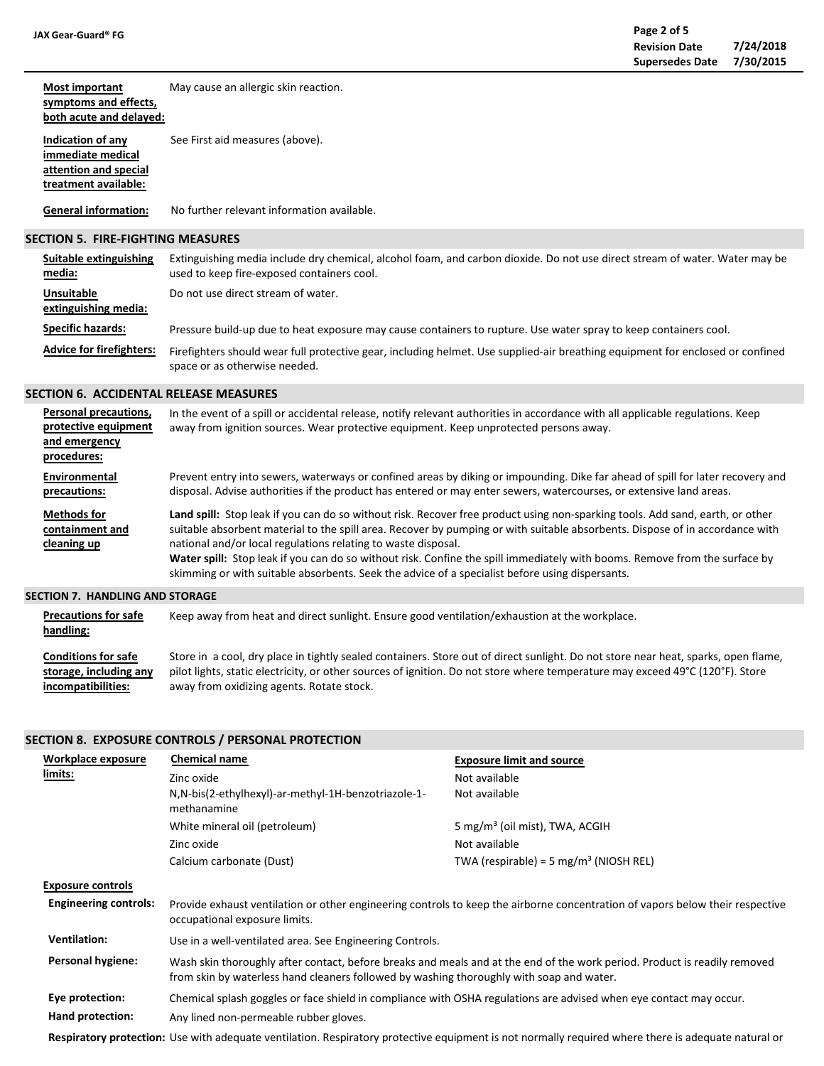**Most important symptoms and effects, both acute and delayed:** May cause an allergic skin reaction.

**Indication of any immediate medical attention and special treatment available:** See First aid measures (above).

**General information:** No further relevant information available.

## SECTION 5. FIRE-FIGHTING MEASURES

**Suitable extinguishing media:** Extinguishing media include dry chemical, alcohol foam, and carbon dioxide. Do not use direct stream of water. Water may be used to keep fire-exposed containers cool.

**Unsuitable extinguishing media:** Do not use direct stream of water.

**Specific hazards:** Pressure build-up due to heat exposure may cause containers to rupture. Use water spray to keep containers cool.

**Advice for firefighters:** Firefighters should wear full protective gear, including helmet. Use supplied-air breathing equipment for enclosed or confined space or as otherwise needed.

## SECTION 6. ACCIDENTAL RELEASE MEASURES

**Personal precautions, protective equipment and emergency procedures:** In the event of a spill or accidental release, notify relevant authorities in accordance with all applicable regulations. Keep away from ignition sources. Wear protective equipment. Keep unprotected persons away.

**Environmental precautions:** Prevent entry into sewers, waterways or confined areas by diking or impounding. Dike far ahead of spill for later recovery and disposal. Advise authorities if the product has entered or may enter sewers, watercourses, or extensive land areas.

**Methods for containment and cleaning up**

**Land spill:** Stop leak if you can do so without risk. Recover free product using non-sparking tools. Add sand, earth, or other suitable absorbent material to the spill area. Recover by pumping or with suitable absorbents. Dispose of in accordance with national and/or local regulations relating to waste disposal.

**Water spill:** Stop leak if you can do so without risk. Confine the spill immediately with booms. Remove from the surface by skimming or with suitable absorbents. Seek the advice of a specialist before using dispersants.

## SECTION 7. HANDLING AND STORAGE

**Precautions for safe handling:** Keep away from heat and direct sunlight. Ensure good ventilation/exhaustion at the workplace.

**Conditions for safe storage, including any incompatibilities:** Store in a cool, dry place in tightly sealed containers. Store out of direct sunlight. Do not store near heat, sparks, open flame, pilot lights, static electricity, or other sources of ignition. Do not store where temperature may exceed 49°C (120°F). Store away from oxidizing agents. Rotate stock.

## SECTION 8. EXPOSURE CONTROLS / PERSONAL PROTECTION

**Workplace exposure limits:**

| Chemical name | Exposure limit and source |
| --- | --- |
| Zinc oxide | Not available |
| N,N-bis(2-ethylhexyl)-ar-methyl-1H-benzotriazole-1-methanamine | Not available |
| White mineral oil (petroleum) | 5 mg/m³ (oil mist), TWA, ACGIH |
| Zinc oxide | Not available |
| Calcium carbonate (Dust) | TWA (respirable) = 5 mg/m³ (NIOSH REL) |

**Exposure controls**

**Engineering controls:** Provide exhaust ventilation or other engineering controls to keep the airborne concentration of vapors below their respective occupational exposure limits.

**Ventilation:** Use in a well-ventilated area. See Engineering Controls.

**Personal hygiene:** Wash skin thoroughly after contact, before breaks and meals and at the end of the work period. Product is readily removed from skin by waterless hand cleaners followed by washing thoroughly with soap and water.

**Eye protection:** Chemical splash goggles or face shield in compliance with OSHA regulations are advised when eye contact may occur.

**Hand protection:** Any lined non-permeable rubber gloves.

**Respiratory protection:** Use with adequate ventilation. Respiratory protective equipment is not normally required where there is adequate natural or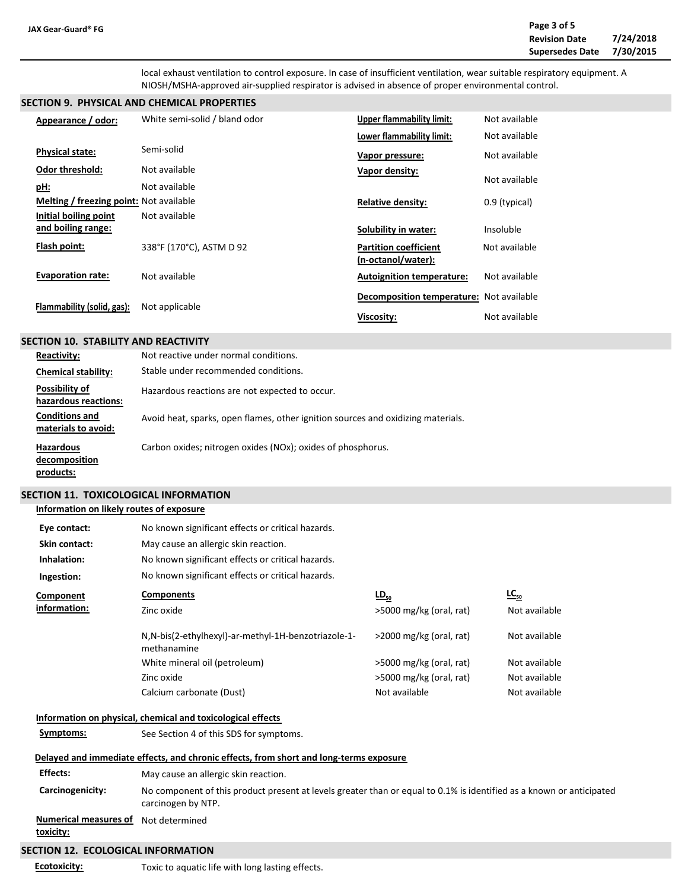local exhaust ventilation to control exposure. In case of insufficient ventilation, wear suitable respiratory equipment. A NIOSH/MSHA-approved air-supplied respirator is advised in absence of proper environmental control.

## SECTION 9. PHYSICAL AND CHEMICAL PROPERTIES

| Property | Value | Property | Value |
|---|---|---|---|
| **Appearance / odor:** | White semi-solid / bland odor | **Upper flammability limit:** | Not available |
| | | **Lower flammability limit:** | Not available |
| **Physical state:** | Semi-solid | **Vapor pressure:** | Not available |
| **Odor threshold:** | Not available | **Vapor density:** | Not available |
| **pH:** | Not available | | |
| **Melting / freezing point:** | Not available | **Relative density:** | 0.9 (typical) |
| **Initial boiling point and boiling range:** | Not available | **Solubility in water:** | Insoluble |
| **Flash point:** | 338°F (170°C), ASTM D 92 | **Partition coefficient (n-octanol/water):** | Not available |
| **Evaporation rate:** | Not available | **Autoignition temperature:** | Not available |
| **Flammability (solid, gas):** | Not applicable | **Decomposition temperature:** | Not available |
| | | **Viscosity:** | Not available |

## SECTION 10. STABILITY AND REACTIVITY

**Reactivity:** Not reactive under normal conditions.

**Chemical stability:** Stable under recommended conditions.

**Possibility of hazardous reactions:** Hazardous reactions are not expected to occur.

**Conditions and materials to avoid:** Avoid heat, sparks, open flames, other ignition sources and oxidizing materials.

**Hazardous decomposition products:** Carbon oxides; nitrogen oxides (NOx); oxides of phosphorus.

## SECTION 11. TOXICOLOGICAL INFORMATION

**Information on likely routes of exposure**

**Eye contact:** No known significant effects or critical hazards.

**Skin contact:** May cause an allergic skin reaction.

**Inhalation:** No known significant effects or critical hazards.

**Ingestion:** No known significant effects or critical hazards.

**Component information:**

| Components | $LD_{50}$ | $LC_{50}$ |
|---|---|---|
| Zinc oxide | >5000 mg/kg (oral, rat) | Not available |
| N,N-bis(2-ethylhexyl)-ar-methyl-1H-benzotriazole-1-methanamine | >2000 mg/kg (oral, rat) | Not available |
| White mineral oil (petroleum) | >5000 mg/kg (oral, rat) | Not available |
| Zinc oxide | >5000 mg/kg (oral, rat) | Not available |
| Calcium carbonate (Dust) | Not available | Not available |

**Information on physical, chemical and toxicological effects**

**Symptoms:** See Section 4 of this SDS for symptoms.

**Delayed and immediate effects, and chronic effects, from short and long-terms exposure**

**Effects:** May cause an allergic skin reaction.

**Carcinogenicity:** No component of this product present at levels greater than or equal to 0.1% is identified as a known or anticipated carcinogen by NTP.

**Numerical measures of toxicity:** Not determined

## SECTION 12. ECOLOGICAL INFORMATION

**Ecotoxicity:** Toxic to aquatic life with long lasting effects.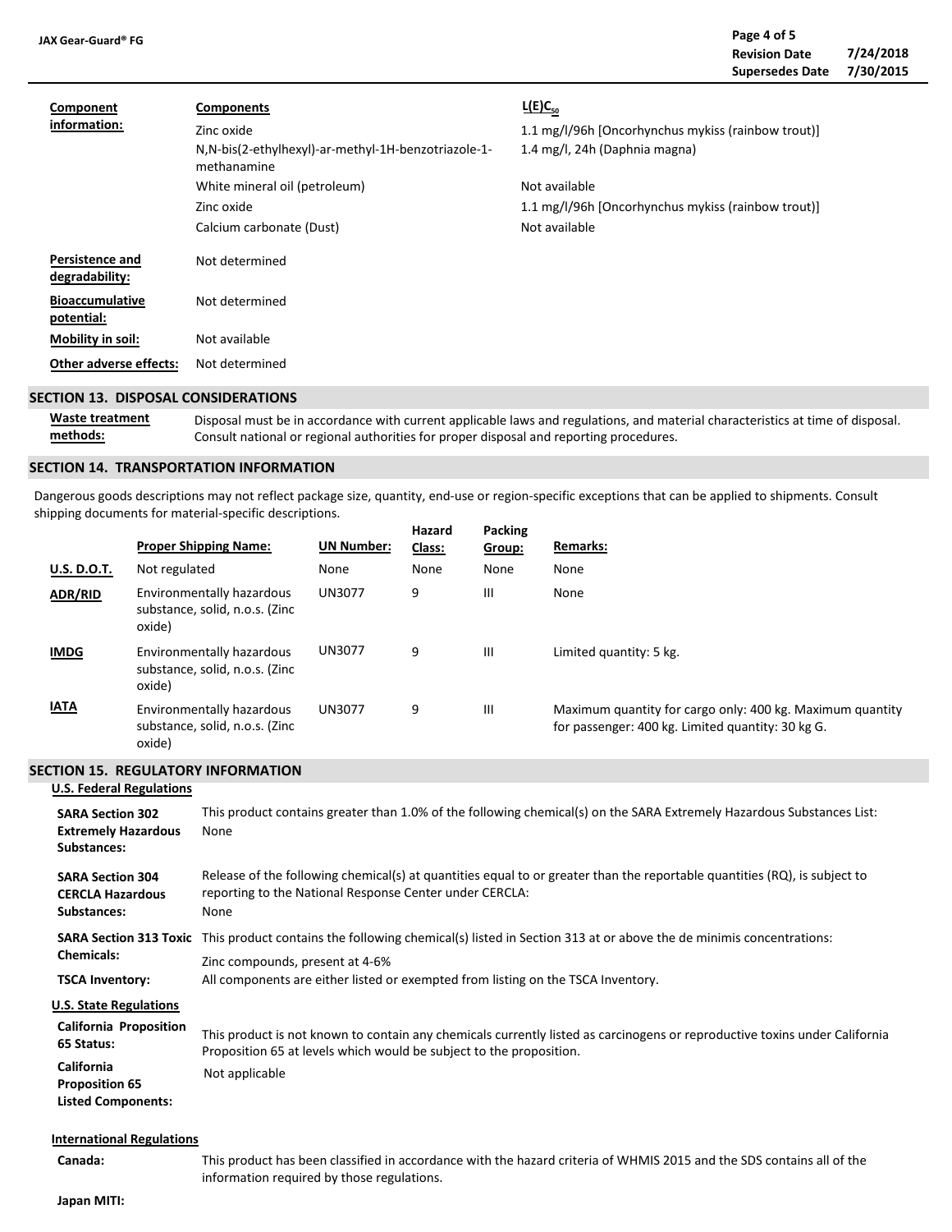| Component information: | Components | L(E)C$_{50}$ |
|---|---|---|
| | Zinc oxide | 1.1 mg/l/96h [Oncorhynchus mykiss (rainbow trout)] |
| | N,N-bis(2-ethylhexyl)-ar-methyl-1H-benzotriazole-1-methanamine | 1.4 mg/l, 24h (Daphnia magna) |
| | White mineral oil (petroleum) | Not available |
| | Zinc oxide | 1.1 mg/l/96h [Oncorhynchus mykiss (rainbow trout)] |
| | Calcium carbonate (Dust) | Not available |

**Persistence and degradability:** Not determined

**Bioaccumulative potential:** Not determined

**Mobility in soil:** Not available

**Other adverse effects:** Not determined

## SECTION 13. DISPOSAL CONSIDERATIONS

**Waste treatment methods:** Disposal must be in accordance with current applicable laws and regulations, and material characteristics at time of disposal. Consult national or regional authorities for proper disposal and reporting procedures.

## SECTION 14. TRANSPORTATION INFORMATION

Dangerous goods descriptions may not reflect package size, quantity, end-use or region-specific exceptions that can be applied to shipments. Consult shipping documents for material-specific descriptions.

| | Proper Shipping Name: | UN Number: | Hazard Class: | Packing Group: | Remarks: |
|---|---|---|---|---|---|
| **U.S. D.O.T.** | Not regulated | None | None | None | None |
| **ADR/RID** | Environmentally hazardous substance, solid, n.o.s. (Zinc oxide) | UN3077 | 9 | III | None |
| **IMDG** | Environmentally hazardous substance, solid, n.o.s. (Zinc oxide) | UN3077 | 9 | III | Limited quantity: 5 kg. |
| **IATA** | Environmentally hazardous substance, solid, n.o.s. (Zinc oxide) | UN3077 | 9 | III | Maximum quantity for cargo only: 400 kg. Maximum quantity for passenger: 400 kg. Limited quantity: 30 kg G. |

## SECTION 15. REGULATORY INFORMATION

**U.S. Federal Regulations**

**SARA Section 302 Extremely Hazardous Substances:** This product contains greater than 1.0% of the following chemical(s) on the SARA Extremely Hazardous Substances List: None

**SARA Section 304 CERCLA Hazardous Substances:** Release of the following chemical(s) at quantities equal to or greater than the reportable quantities (RQ), is subject to reporting to the National Response Center under CERCLA: None

**SARA Section 313 Toxic Chemicals:** This product contains the following chemical(s) listed in Section 313 at or above the de minimis concentrations: Zinc compounds, present at 4-6%

**TSCA Inventory:** All components are either listed or exempted from listing on the TSCA Inventory.

**U.S. State Regulations**

**California Proposition 65 Status:** This product is not known to contain any chemicals currently listed as carcinogens or reproductive toxins under California Proposition 65 at levels which would be subject to the proposition.

**California Proposition 65 Listed Components:** Not applicable

**International Regulations**

**Canada:** This product has been classified in accordance with the hazard criteria of WHMIS 2015 and the SDS contains all of the information required by those regulations.

**Japan MITI:**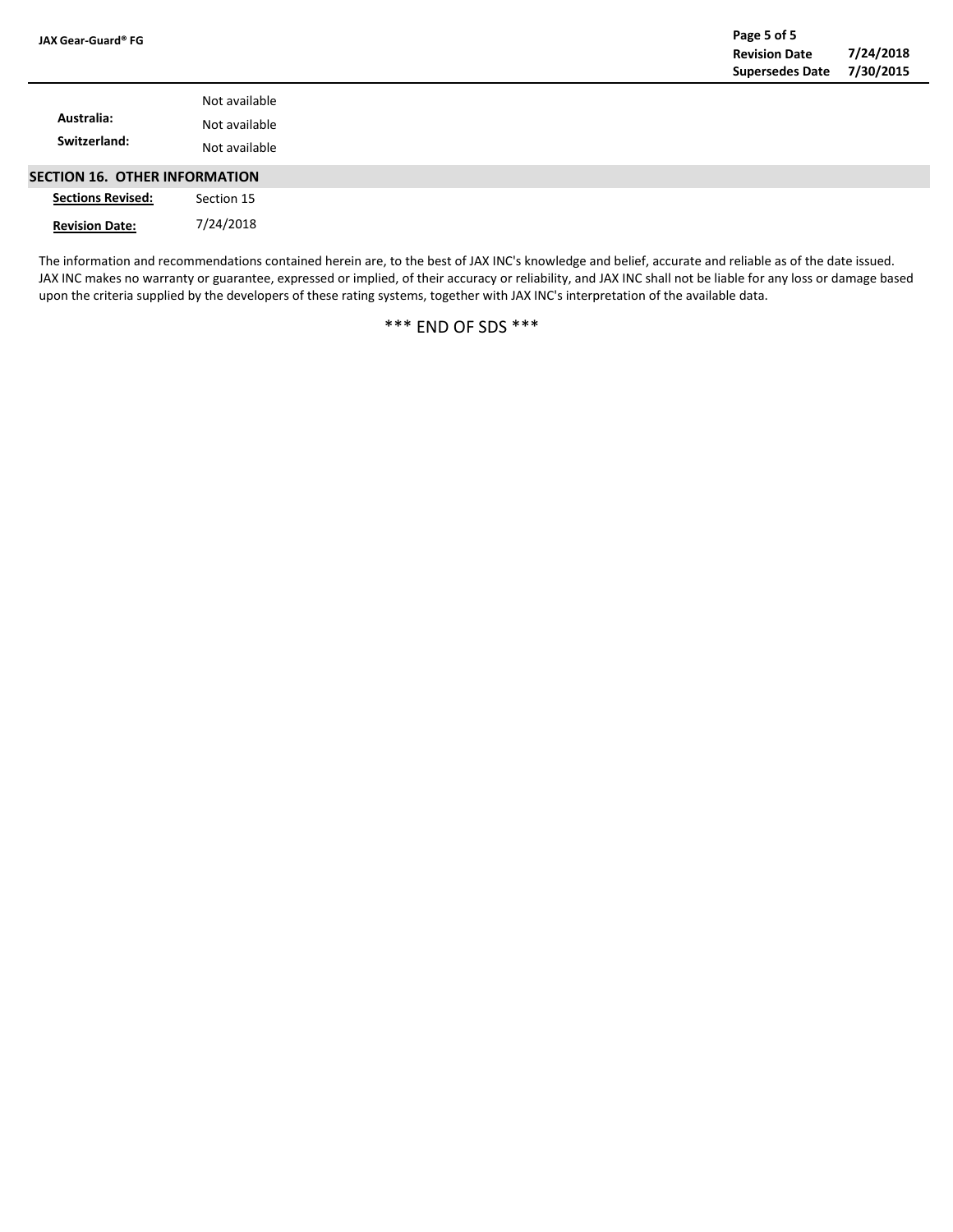| | |
|---|---|
| | Not available |
| **Australia:** | Not available |
| **Switzerland:** | Not available |

## SECTION 16. OTHER INFORMATION

| | |
|---|---|
| **Sections Revised:** | Section 15 |
| **Revision Date:** | 7/24/2018 |

The information and recommendations contained herein are, to the best of JAX INC's knowledge and belief, accurate and reliable as of the date issued. JAX INC makes no warranty or guarantee, expressed or implied, of their accuracy or reliability, and JAX INC shall not be liable for any loss or damage based upon the criteria supplied by the developers of these rating systems, together with JAX INC's interpretation of the available data.

*** END OF SDS ***